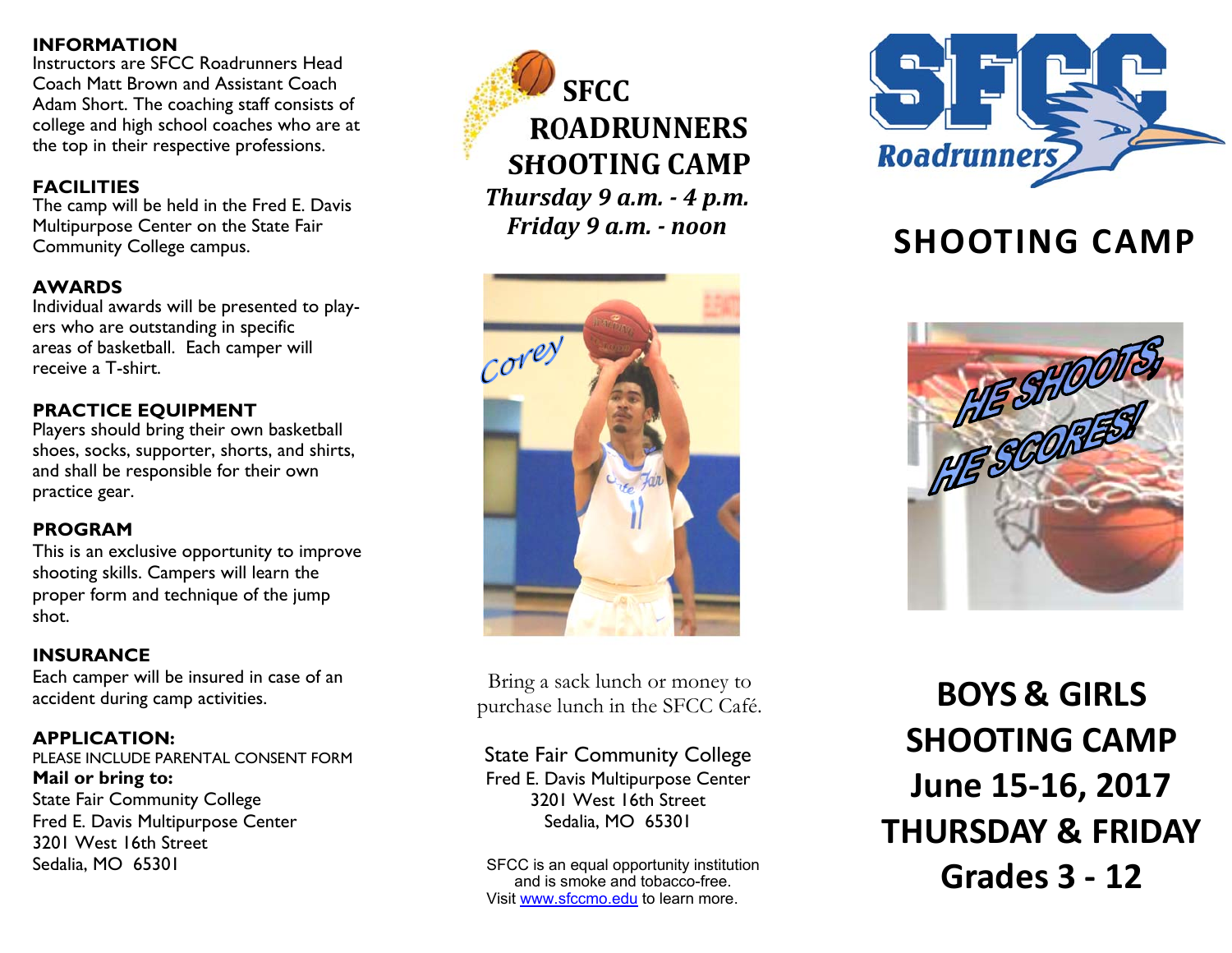## INFORMATION

Instructors are SFCC Roadrunners Head Coach Matt Brown and Assistant Coach Adam Short. The coaching staff consists of college and high school coaches who are at the top in their respective professions.

## FACILITIES

The camp will be held in the Fred E. Davis Multipurpose Center on the State Fair Community College campus.

## AWARDS

Individual awards will be presented to players who are outstanding in specific areas of basketball. Each camper will receive a T-shirt.

## PRACTICE EQUIPMENT

Players should bring their own basketball shoes, socks, supporter, shorts, and shirts, and shall be responsible for their own practice gear.

## PROGRAM

This is an exclusive opportunity to improve shooting skills. Campers will learn the proper form and technique of the jump shot.

## INSURANCE

Each camper will be insured in case of an accident during camp activities.

## APPLICATION:

PLEASE INCLUDE PARENTAL CONSENT FORM

**Mail or bring to:**

State Fair Community College
Fred E. Davis Multipurpose Center
3201 West 16th Street
Sedalia, MO 65301

# SFCC ROADRUNNERS SHOOTING CAMP

***Thursday 9 a.m. - 4 p.m.***
***Friday 9 a.m. - noon***

Corey

Bring a sack lunch or money to purchase lunch in the SFCC Café.

State Fair Community College
Fred E. Davis Multipurpose Center
3201 West 16th Street
Sedalia, MO 65301

SFCC is an equal opportunity institution and is smoke and tobacco-free.
Visit www.sfccmo.edu to learn more.

SFCC Roadrunners

# SHOOTING CAMP

HE SHOOTS, HE SCORES!

## BOYS & GIRLS SHOOTING CAMP
## June 15-16, 2017
## THURSDAY & FRIDAY
## Grades 3 - 12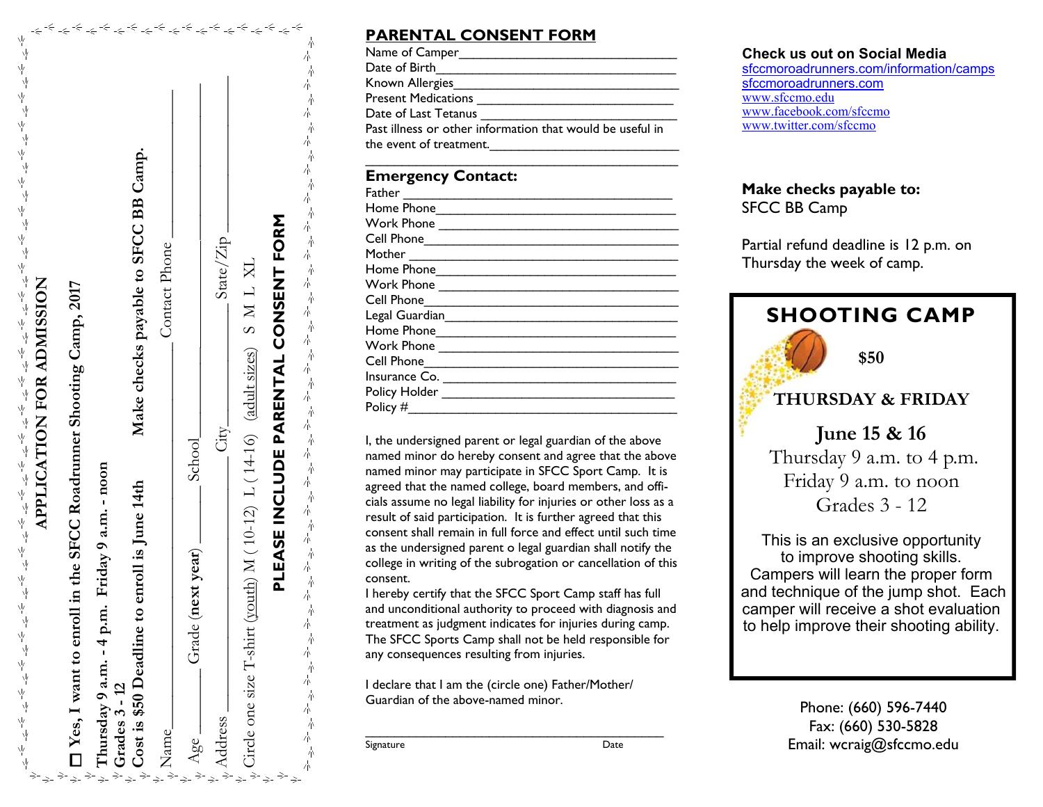## APPLICATION FOR ADMISSION

☐ **Yes, I want to enroll in the SFCC Roadrunner Shooting Camp, 2017**

**Thursday 9 a.m. - 4 p.m. Friday 9 a.m. - noon**

**Grades 3 - 12**

**Cost is $50 Deadline to enroll is June 14th Make checks payable to SFCC BB Camp.**

Name________________________ Contact Phone ________________

Age ______ Grade (**next year**) ________ School________________

Address ________________________ City________ State/Zip ________

Circle one size T-shirt (youth) M ( 10-12) L ( 14-16) (adult sizes) S M L XL

**PLEASE INCLUDE PARENTAL CONSENT FORM**

## PARENTAL CONSENT FORM

Name of Camper________________________________

Date of Birth__________________________________

Known Allergies________________________________

Present Medications ____________________________

Date of Last Tetanus ____________________________

Past illness or other information that would be useful in the event of treatment.________________________

________________________________________________

### Emergency Contact:

Father ________________________________________

Home Phone____________________________________

Work Phone ____________________________________

Cell Phone______________________________________

Mother ________________________________________

Home Phone____________________________________

Work Phone ____________________________________

Cell Phone______________________________________

Legal Guardian__________________________________

Home Phone____________________________________

Work Phone ____________________________________

Cell Phone______________________________________

Insurance Co. ___________________________________

Policy Holder ___________________________________

Policy #________________________________________

I, the undersigned parent or legal guardian of the above named minor do hereby consent and agree that the above named minor may participate in SFCC Sport Camp. It is agreed that the named college, board members, and officials assume no legal liability for injuries or other loss as a result of said participation. It is further agreed that this consent shall remain in full force and effect until such time as the undersigned parent o legal guardian shall notify the college in writing of the subrogation or cancellation of this consent.

I hereby certify that the SFCC Sport Camp staff has full and unconditional authority to proceed with diagnosis and treatment as judgment indicates for injuries during camp. The SFCC Sports Camp shall not be held responsible for any consequences resulting from injuries.

I declare that I am the (circle one) Father/Mother/Guardian of the above-named minor.

______________________________________________

Signature Date

**Check us out on Social Media**

sfccmoroadrunners.com/information/camps

sfccmoroadrunners.com

www.sfccmo.edu

www.facebook.com/sfccmo

www.twitter.com/sfccmo

**Make checks payable to:**

SFCC BB Camp

Partial refund deadline is 12 p.m. on Thursday the week of camp.

## SHOOTING CAMP

**$50**

**THURSDAY & FRIDAY**

**June 15 & 16**

Thursday 9 a.m. to 4 p.m.

Friday 9 a.m. to noon

Grades 3 - 12

This is an exclusive opportunity to improve shooting skills. Campers will learn the proper form and technique of the jump shot. Each camper will receive a shot evaluation to help improve their shooting ability.

Phone: (660) 596-7440

Fax: (660) 530-5828

Email: wcraig@sfccmo.edu